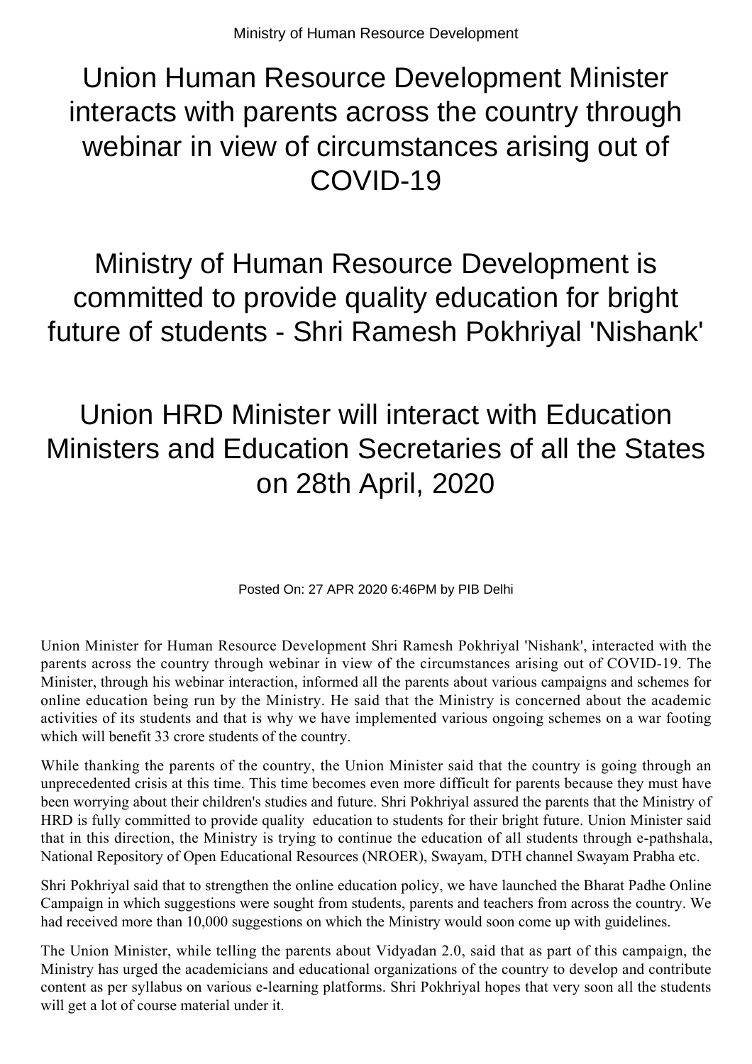Ministry of Human Resource Development

# Union Human Resource Development Minister interacts with parents across the country through webinar in view of circumstances arising out of COVID-19

## Ministry of Human Resource Development is committed to provide quality education for bright future of students - Shri Ramesh Pokhriyal 'Nishank'

## Union HRD Minister will interact with Education Ministers and Education Secretaries of all the States on 28th April, 2020

Posted On: 27 APR 2020 6:46PM by PIB Delhi

Union Minister for Human Resource Development Shri Ramesh Pokhriyal 'Nishank', interacted with the parents across the country through webinar in view of the circumstances arising out of COVID-19. The Minister, through his webinar interaction, informed all the parents about various campaigns and schemes for online education being run by the Ministry. He said that the Ministry is concerned about the academic activities of its students and that is why we have implemented various ongoing schemes on a war footing which will benefit 33 crore students of the country.

While thanking the parents of the country, the Union Minister said that the country is going through an unprecedented crisis at this time. This time becomes even more difficult for parents because they must have been worrying about their children's studies and future. Shri Pokhriyal assured the parents that the Ministry of HRD is fully committed to provide quality education to students for their bright future. Union Minister said that in this direction, the Ministry is trying to continue the education of all students through e-pathshala, National Repository of Open Educational Resources (NROER), Swayam, DTH channel Swayam Prabha etc.

Shri Pokhriyal said that to strengthen the online education policy, we have launched the Bharat Padhe Online Campaign in which suggestions were sought from students, parents and teachers from across the country. We had received more than 10,000 suggestions on which the Ministry would soon come up with guidelines.

The Union Minister, while telling the parents about Vidyadan 2.0, said that as part of this campaign, the Ministry has urged the academicians and educational organizations of the country to develop and contribute content as per syllabus on various e-learning platforms. Shri Pokhriyal hopes that very soon all the students will get a lot of course material under it.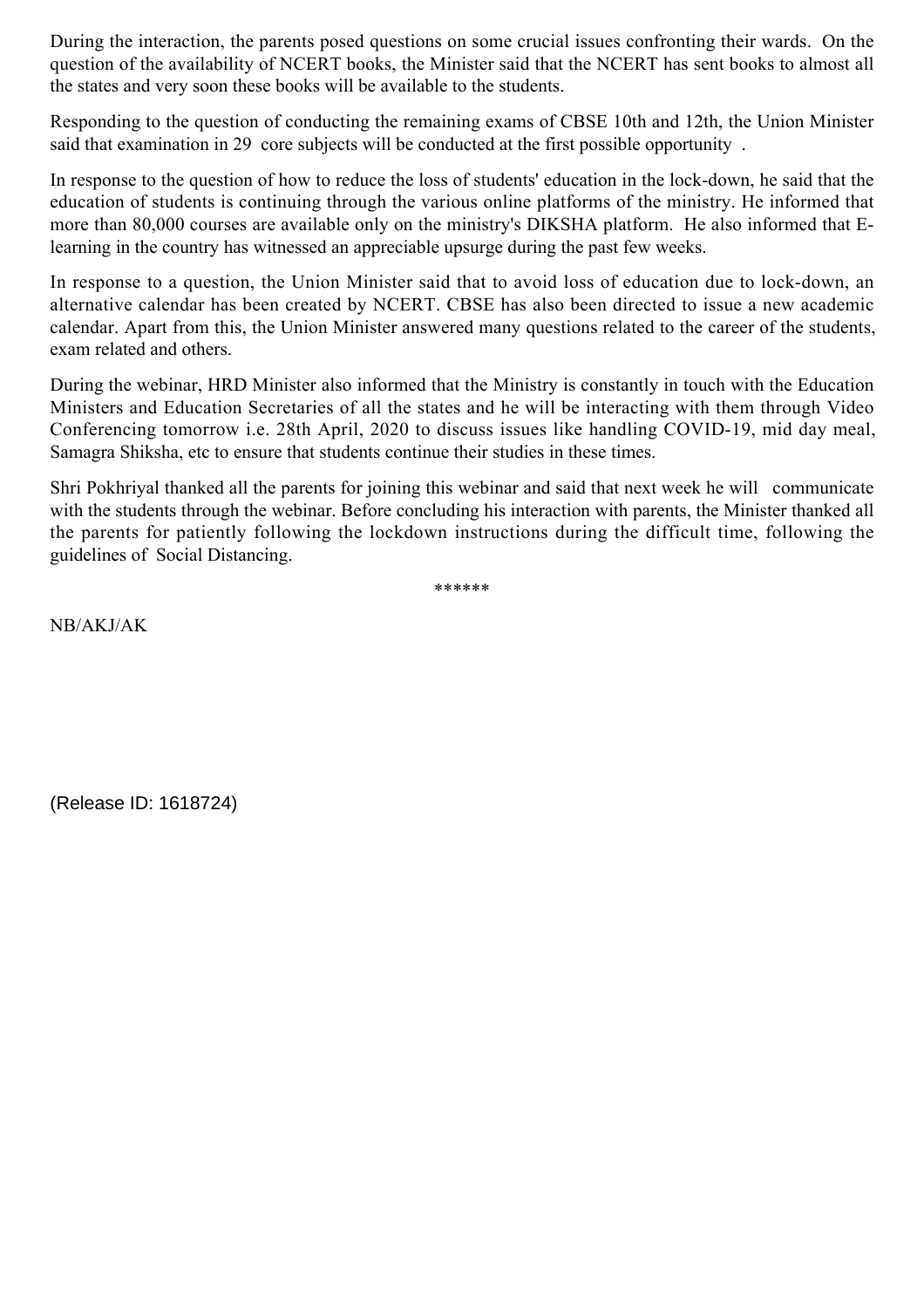During the interaction, the parents posed questions on some crucial issues confronting their wards. On the question of the availability of NCERT books, the Minister said that the NCERT has sent books to almost all the states and very soon these books will be available to the students.

Responding to the question of conducting the remaining exams of CBSE 10th and 12th, the Union Minister said that examination in 29 core subjects will be conducted at the first possible opportunity .

In response to the question of how to reduce the loss of students' education in the lock-down, he said that the education of students is continuing through the various online platforms of the ministry. He informed that more than 80,000 courses are available only on the ministry's DIKSHA platform. He also informed that E-learning in the country has witnessed an appreciable upsurge during the past few weeks.

In response to a question, the Union Minister said that to avoid loss of education due to lock-down, an alternative calendar has been created by NCERT. CBSE has also been directed to issue a new academic calendar. Apart from this, the Union Minister answered many questions related to the career of the students, exam related and others.

During the webinar, HRD Minister also informed that the Ministry is constantly in touch with the Education Ministers and Education Secretaries of all the states and he will be interacting with them through Video Conferencing tomorrow i.e. 28th April, 2020 to discuss issues like handling COVID-19, mid day meal, Samagra Shiksha, etc to ensure that students continue their studies in these times.

Shri Pokhriyal thanked all the parents for joining this webinar and said that next week he will communicate with the students through the webinar. Before concluding his interaction with parents, the Minister thanked all the parents for patiently following the lockdown instructions during the difficult time, following the guidelines of Social Distancing.

******

NB/AKJ/AK

(Release ID: 1618724)